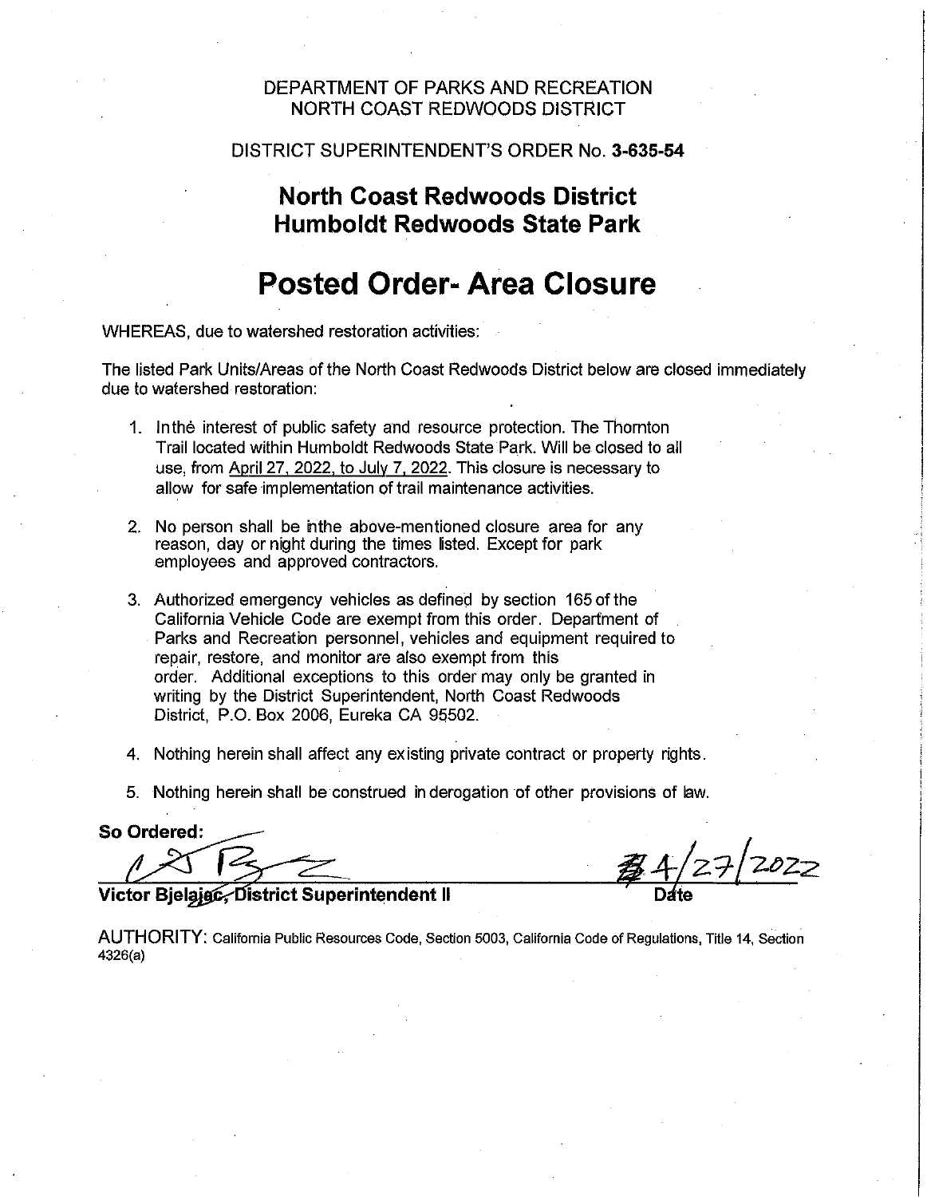DEPARTMENT OF PARKS AND RECREATION
NORTH COAST REDWOODS DISTRICT

DISTRICT SUPERINTENDENT'S ORDER No. **3-635-54**

## North Coast Redwoods District
## Humboldt Redwoods State Park

# Posted Order- Area Closure

WHEREAS, due to watershed restoration activities:

The listed Park Units/Areas of the North Coast Redwoods District below are closed immediately due to watershed restoration:

1. In the interest of public safety and resource protection. The Thornton Trail located within Humboldt Redwoods State Park. Will be closed to all use, from April 27, 2022, to July 7, 2022. This closure is necessary to allow for safe implementation of trail maintenance activities.

2. No person shall be in the above-mentioned closure area for any reason, day or night during the times listed. Except for park employees and approved contractors.

3. Authorized emergency vehicles as defined by section 165 of the California Vehicle Code are exempt from this order. Department of Parks and Recreation personnel, vehicles and equipment required to repair, restore, and monitor are also exempt from this order. Additional exceptions to this order may only be granted in writing by the District Superintendent, North Coast Redwoods District, P.O. Box 2006, Eureka CA 95502.

4. Nothing herein shall affect any existing private contract or property rights.

5. Nothing herein shall be construed in derogation of other provisions of law.

**So Ordered:**

**Victor Bjelajac, District Superintendent II** — Date: 4/27/2022

AUTHORITY: California Public Resources Code, Section 5003, California Code of Regulations, Title 14, Section 4326(a)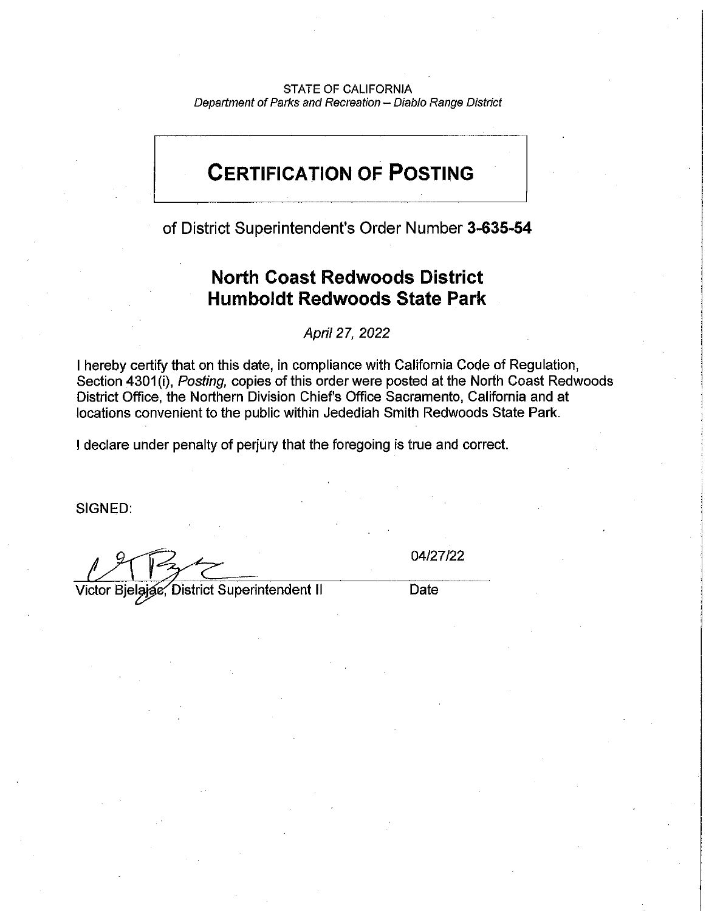STATE OF CALIFORNIA

*Department of Parks and Recreation – Diablo Range District*

# CERTIFICATION OF POSTING

of District Superintendent's Order Number **3-635-54**

## North Coast Redwoods District
## Humboldt Redwoods State Park

*April 27, 2022*

I hereby certify that on this date, in compliance with California Code of Regulation, Section 4301(i), *Posting,* copies of this order were posted at the North Coast Redwoods District Office, the Northern Division Chief's Office Sacramento, California and at locations convenient to the public within Jedediah Smith Redwoods State Park.

I declare under penalty of perjury that the foregoing is true and correct.

SIGNED:

| | |
|---|---|
| Victor Bjelajac, District Superintendent II | 04/27/22 |
| | Date |